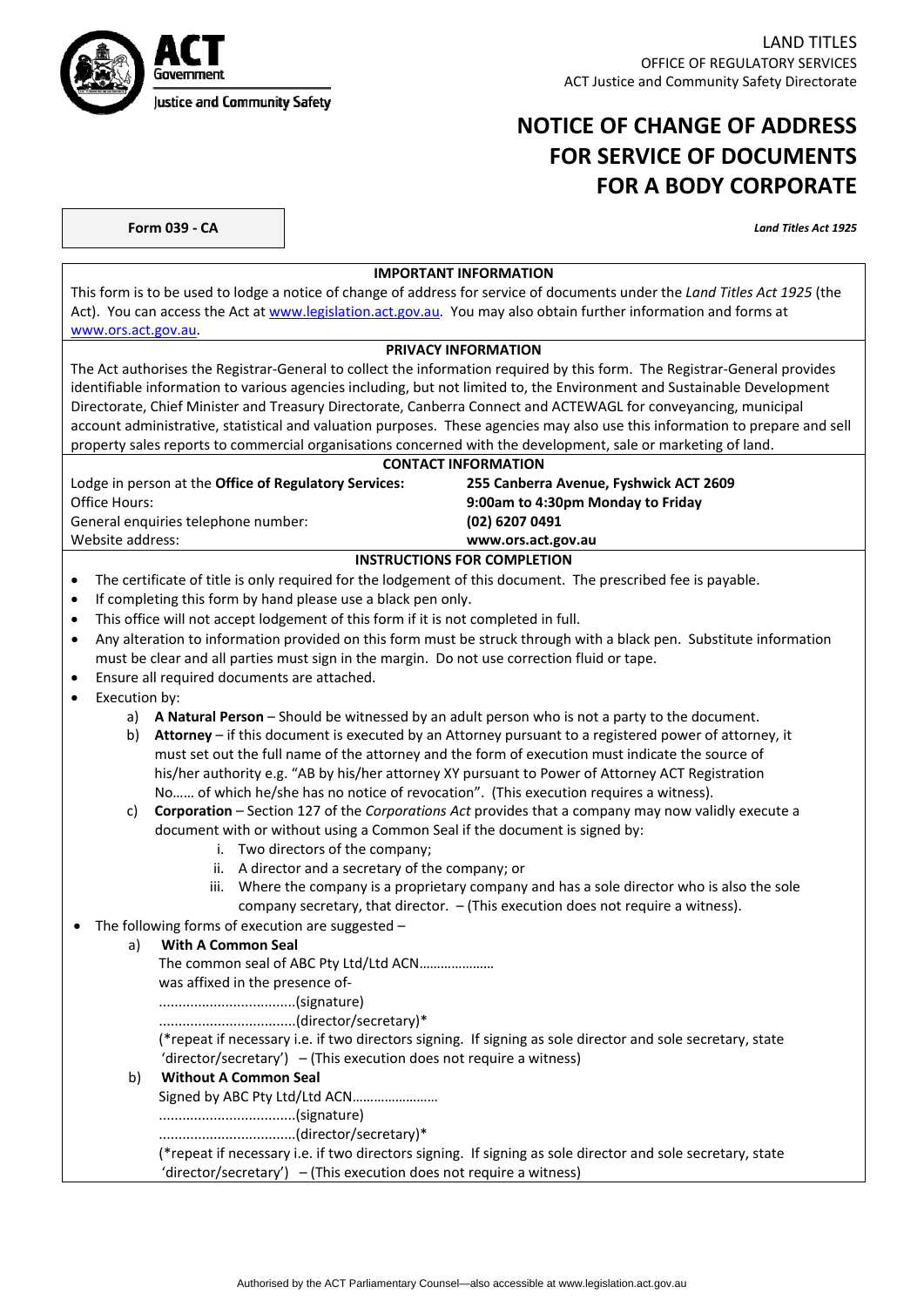ACT Government
Justice and Community Safety

LAND TITLES
OFFICE OF REGULATORY SERVICES
ACT Justice and Community Safety Directorate

# NOTICE OF CHANGE OF ADDRESS FOR SERVICE OF DOCUMENTS FOR A BODY CORPORATE

**Form 039 - CA**

***Land Titles Act 1925***

### IMPORTANT INFORMATION

This form is to be used to lodge a notice of change of address for service of documents under the *Land Titles Act 1925* (the Act). You can access the Act at www.legislation.act.gov.au. You may also obtain further information and forms at www.ors.act.gov.au.

### PRIVACY INFORMATION

The Act authorises the Registrar-General to collect the information required by this form. The Registrar-General provides identifiable information to various agencies including, but not limited to, the Environment and Sustainable Development Directorate, Chief Minister and Treasury Directorate, Canberra Connect and ACTEWAGL for conveyancing, municipal account administrative, statistical and valuation purposes. These agencies may also use this information to prepare and sell property sales reports to commercial organisations concerned with the development, sale or marketing of land.

### CONTACT INFORMATION

| | |
|---|---|
| Lodge in person at the **Office of Regulatory Services:** | **255 Canberra Avenue, Fyshwick ACT 2609** |
| Office Hours: | **9:00am to 4:30pm Monday to Friday** |
| General enquiries telephone number: | **(02) 6207 0491** |
| Website address: | **www.ors.act.gov.au** |

### INSTRUCTIONS FOR COMPLETION

- The certificate of title is only required for the lodgement of this document. The prescribed fee is payable.
- If completing this form by hand please use a black pen only.
- This office will not accept lodgement of this form if it is not completed in full.
- Any alteration to information provided on this form must be struck through with a black pen. Substitute information must be clear and all parties must sign in the margin. Do not use correction fluid or tape.
- Ensure all required documents are attached.
- Execution by:
  - a) **A Natural Person** – Should be witnessed by an adult person who is not a party to the document.
  - b) **Attorney** – if this document is executed by an Attorney pursuant to a registered power of attorney, it must set out the full name of the attorney and the form of execution must indicate the source of his/her authority e.g. "AB by his/her attorney XY pursuant to Power of Attorney ACT Registration No…… of which he/she has no notice of revocation". (This execution requires a witness).
  - c) **Corporation** – Section 127 of the *Corporations Act* provides that a company may now validly execute a document with or without using a Common Seal if the document is signed by:
    - i. Two directors of the company;
    - ii. A director and a secretary of the company; or
    - iii. Where the company is a proprietary company and has a sole director who is also the sole company secretary, that director. – (This execution does not require a witness).
- The following forms of execution are suggested –
  - a) **With A Common Seal**

    The common seal of ABC Pty Ltd/Ltd ACN…………………
    was affixed in the presence of-
    ...................................(signature)
    ...................................(director/secretary)*
    (*repeat if necessary i.e. if two directors signing. If signing as sole director and sole secretary, state 'director/secretary') – (This execution does not require a witness)
  - b) **Without A Common Seal**

    Signed by ABC Pty Ltd/Ltd ACN……………………
    ...................................(signature)
    ...................................(director/secretary)*
    (*repeat if necessary i.e. if two directors signing. If signing as sole director and sole secretary, state 'director/secretary') – (This execution does not require a witness)

Authorised by the ACT Parliamentary Counsel—also accessible at www.legislation.act.gov.au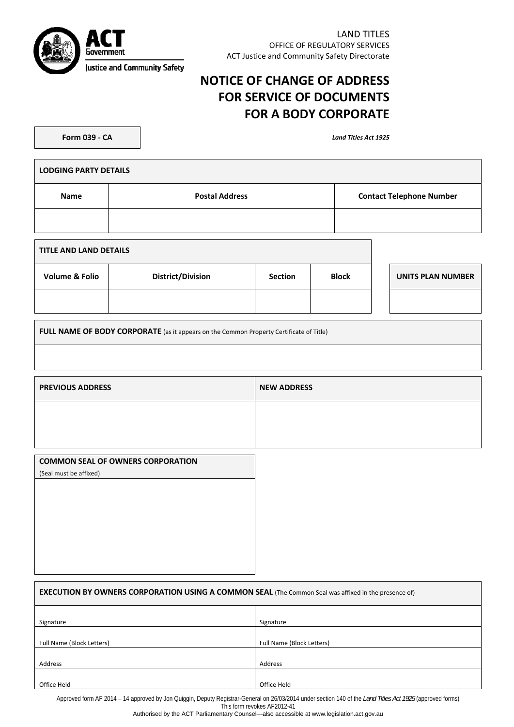ACT Government
Justice and Community Safety

LAND TITLES
OFFICE OF REGULATORY SERVICES
ACT Justice and Community Safety Directorate

# NOTICE OF CHANGE OF ADDRESS FOR SERVICE OF DOCUMENTS FOR A BODY CORPORATE

**Form 039 - CA**

***Land Titles Act 1925***

| **LODGING PARTY DETAILS** | | |
|---|---|---|
| **Name** | **Postal Address** | **Contact Telephone Number** |
| | | |

| **TITLE AND LAND DETAILS** | | | |
|---|---|---|---|
| **Volume & Folio** | **District/Division** | **Section** | **Block** |
| | | | |

| **UNITS PLAN NUMBER** |
|---|
| |

| **FULL NAME OF BODY CORPORATE** (as it appears on the Common Property Certificate of Title) |
|---|
| |

| **PREVIOUS ADDRESS** | **NEW ADDRESS** |
|---|---|
| | |

| **COMMON SEAL OF OWNERS CORPORATION** (Seal must be affixed) |
|---|
| |

| **EXECUTION BY OWNERS CORPORATION USING A COMMON SEAL** (The Common Seal was affixed in the presence of) | |
|---|---|
| Signature | Signature |
| Full Name (Block Letters) | Full Name (Block Letters) |
| Address | Address |
| Office Held | Office Held |

Approved form AF 2014 – 14 approved by Jon Quiggin, Deputy Registrar-General on 26/03/2014 under section 140 of the *Land Titles Act 1925* (approved forms)
This form revokes AF2012-41
Authorised by the ACT Parliamentary Counsel—also accessible at www.legislation.act.gov.au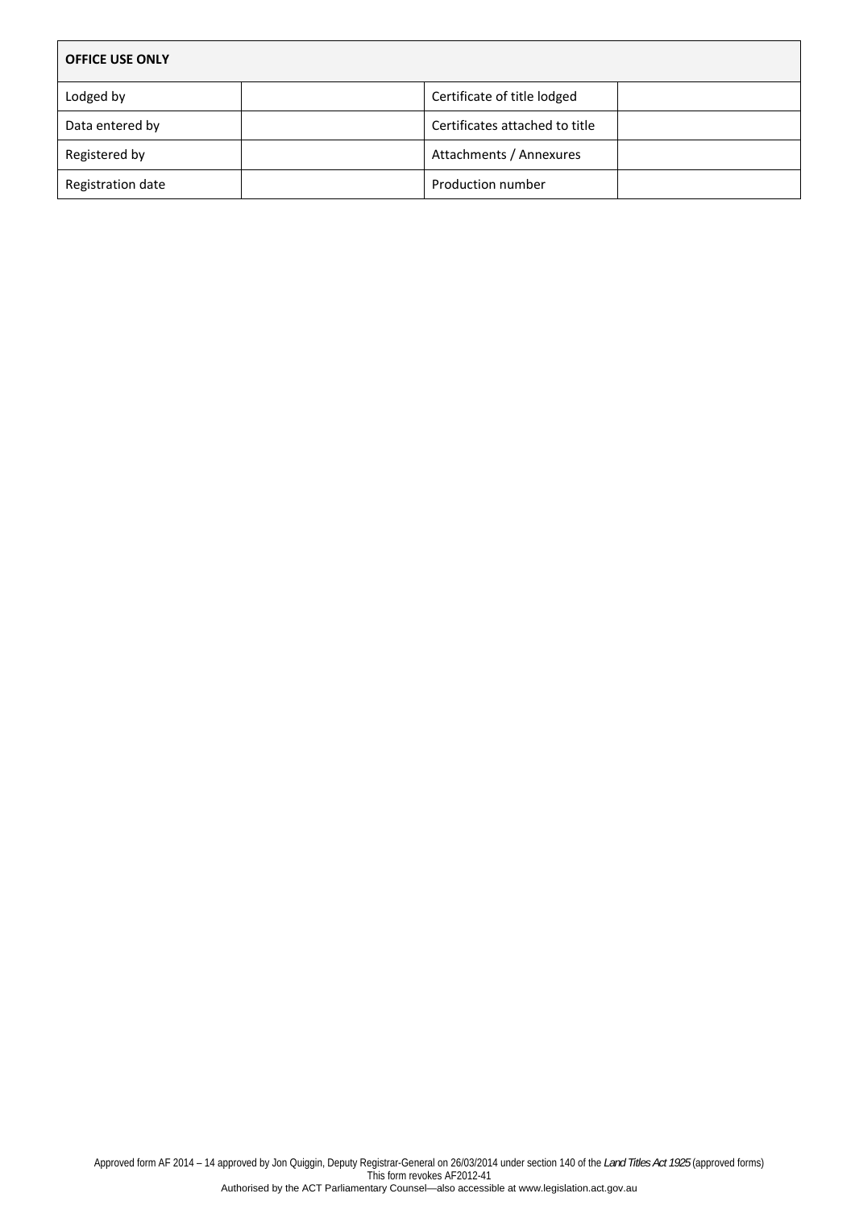| OFFICE USE ONLY | | | |
| --- | --- | --- | --- |
| Lodged by | | Certificate of title lodged | |
| Data entered by | | Certificates attached to title | |
| Registered by | | Attachments / Annexures | |
| Registration date | | Production number | |